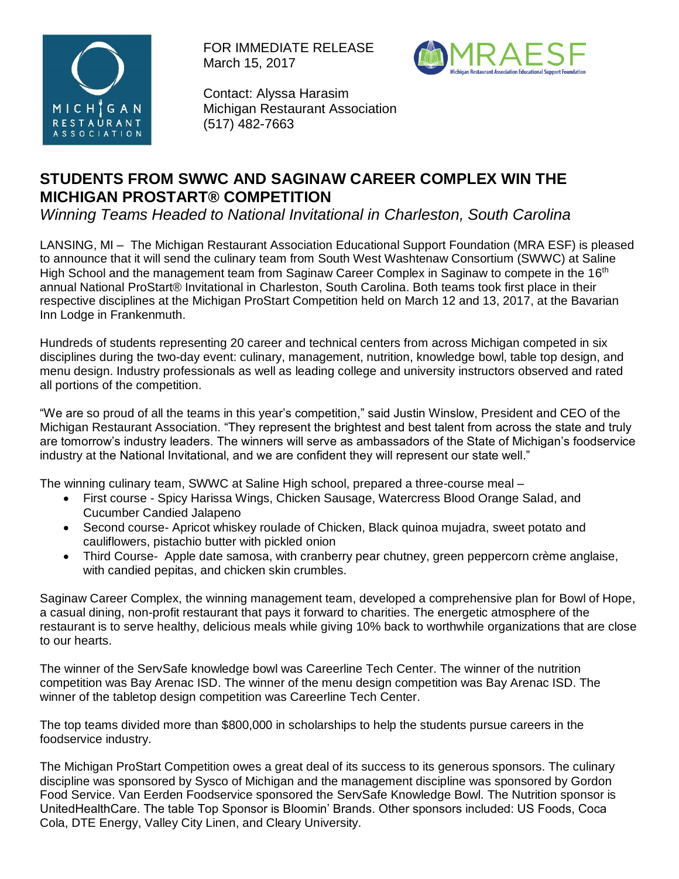FOR IMMEDIATE RELEASE
March 15, 2017

Contact: Alyssa Harasim
Michigan Restaurant Association
(517) 482-7663

# STUDENTS FROM SWWC AND SAGINAW CAREER COMPLEX WIN THE MICHIGAN PROSTART® COMPETITION

*Winning Teams Headed to National Invitational in Charleston, South Carolina*

LANSING, MI – The Michigan Restaurant Association Educational Support Foundation (MRA ESF) is pleased to announce that it will send the culinary team from South West Washtenaw Consortium (SWWC) at Saline High School and the management team from Saginaw Career Complex in Saginaw to compete in the 16th annual National ProStart® Invitational in Charleston, South Carolina. Both teams took first place in their respective disciplines at the Michigan ProStart Competition held on March 12 and 13, 2017, at the Bavarian Inn Lodge in Frankenmuth.

Hundreds of students representing 20 career and technical centers from across Michigan competed in six disciplines during the two-day event: culinary, management, nutrition, knowledge bowl, table top design, and menu design. Industry professionals as well as leading college and university instructors observed and rated all portions of the competition.

"We are so proud of all the teams in this year's competition," said Justin Winslow, President and CEO of the Michigan Restaurant Association. "They represent the brightest and best talent from across the state and truly are tomorrow's industry leaders. The winners will serve as ambassadors of the State of Michigan's foodservice industry at the National Invitational, and we are confident they will represent our state well."

The winning culinary team, SWWC at Saline High school, prepared a three-course meal –

- First course - Spicy Harissa Wings, Chicken Sausage, Watercress Blood Orange Salad, and Cucumber Candied Jalapeno
- Second course- Apricot whiskey roulade of Chicken, Black quinoa mujadra, sweet potato and cauliflowers, pistachio butter with pickled onion
- Third Course- Apple date samosa, with cranberry pear chutney, green peppercorn crème anglaise, with candied pepitas, and chicken skin crumbles.

Saginaw Career Complex, the winning management team, developed a comprehensive plan for Bowl of Hope, a casual dining, non-profit restaurant that pays it forward to charities. The energetic atmosphere of the restaurant is to serve healthy, delicious meals while giving 10% back to worthwhile organizations that are close to our hearts.

The winner of the ServSafe knowledge bowl was Careerline Tech Center. The winner of the nutrition competition was Bay Arenac ISD. The winner of the menu design competition was Bay Arenac ISD. The winner of the tabletop design competition was Careerline Tech Center.

The top teams divided more than $800,000 in scholarships to help the students pursue careers in the foodservice industry.

The Michigan ProStart Competition owes a great deal of its success to its generous sponsors. The culinary discipline was sponsored by Sysco of Michigan and the management discipline was sponsored by Gordon Food Service. Van Eerden Foodservice sponsored the ServSafe Knowledge Bowl. The Nutrition sponsor is UnitedHealthCare. The table Top Sponsor is Bloomin' Brands. Other sponsors included: US Foods, Coca Cola, DTE Energy, Valley City Linen, and Cleary University.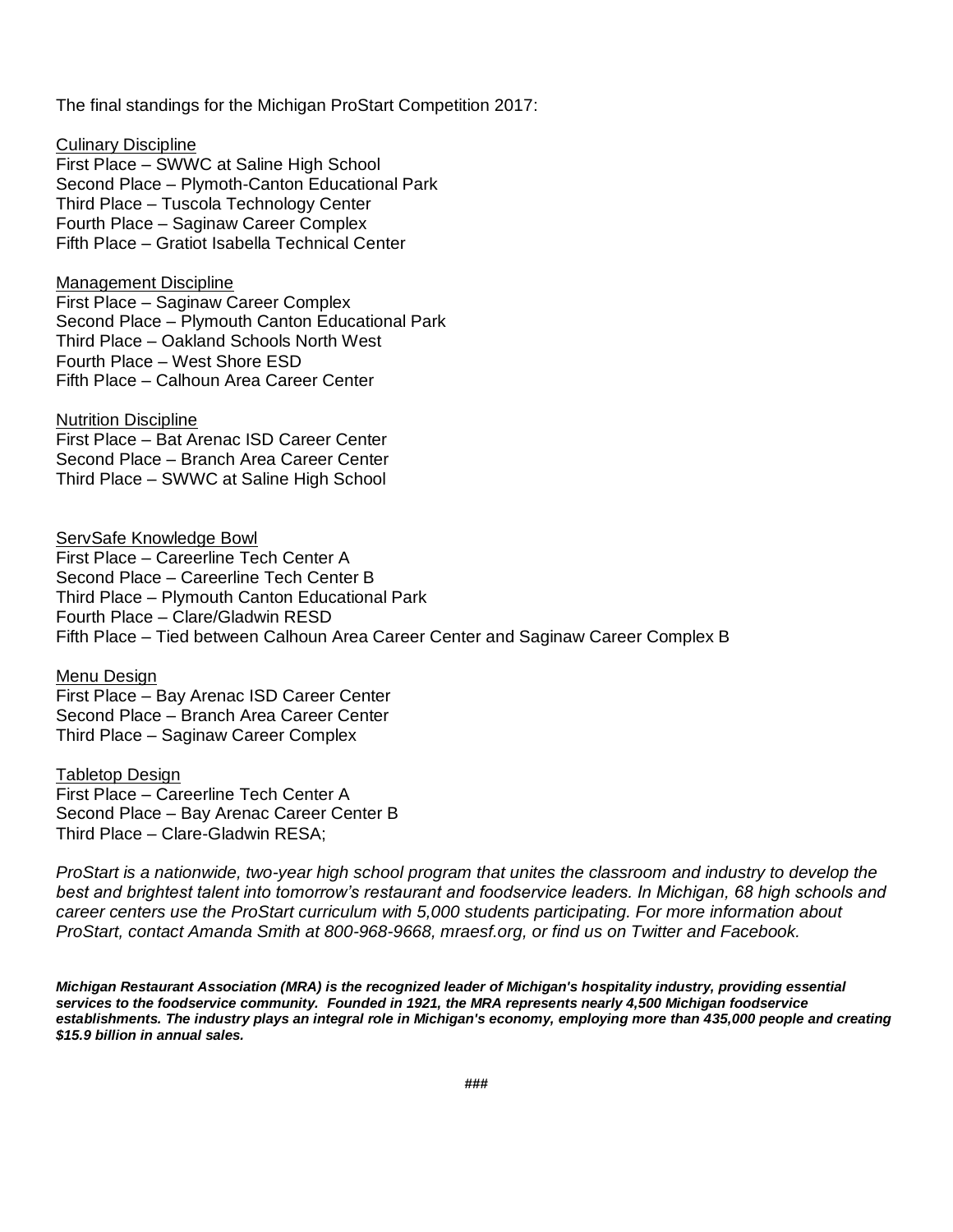The final standings for the Michigan ProStart Competition 2017:

Culinary Discipline

First Place – SWWC at Saline High School
Second Place – Plymoth-Canton Educational Park
Third Place – Tuscola Technology Center
Fourth Place – Saginaw Career Complex
Fifth Place – Gratiot Isabella Technical Center

Management Discipline

First Place – Saginaw Career Complex
Second Place – Plymouth Canton Educational Park
Third Place – Oakland Schools North West
Fourth Place – West Shore ESD
Fifth Place – Calhoun Area Career Center

Nutrition Discipline

First Place – Bat Arenac ISD Career Center
Second Place – Branch Area Career Center
Third Place – SWWC at Saline High School

ServSafe Knowledge Bowl

First Place – Careerline Tech Center A
Second Place – Careerline Tech Center B
Third Place – Plymouth Canton Educational Park
Fourth Place – Clare/Gladwin RESD
Fifth Place – Tied between Calhoun Area Career Center and Saginaw Career Complex B

Menu Design

First Place – Bay Arenac ISD Career Center
Second Place – Branch Area Career Center
Third Place – Saginaw Career Complex

Tabletop Design

First Place – Careerline Tech Center A
Second Place – Bay Arenac Career Center B
Third Place – Clare-Gladwin RESA;

*ProStart is a nationwide, two-year high school program that unites the classroom and industry to develop the best and brightest talent into tomorrow's restaurant and foodservice leaders. In Michigan, 68 high schools and career centers use the ProStart curriculum with 5,000 students participating. For more information about ProStart, contact Amanda Smith at 800-968-9668, mraesf.org, or find us on Twitter and Facebook.*

***Michigan Restaurant Association (MRA) is the recognized leader of Michigan's hospitality industry, providing essential services to the foodservice community. Founded in 1921, the MRA represents nearly 4,500 Michigan foodservice establishments. The industry plays an integral role in Michigan's economy, employing more than 435,000 people and creating $15.9 billion in annual sales.***

###